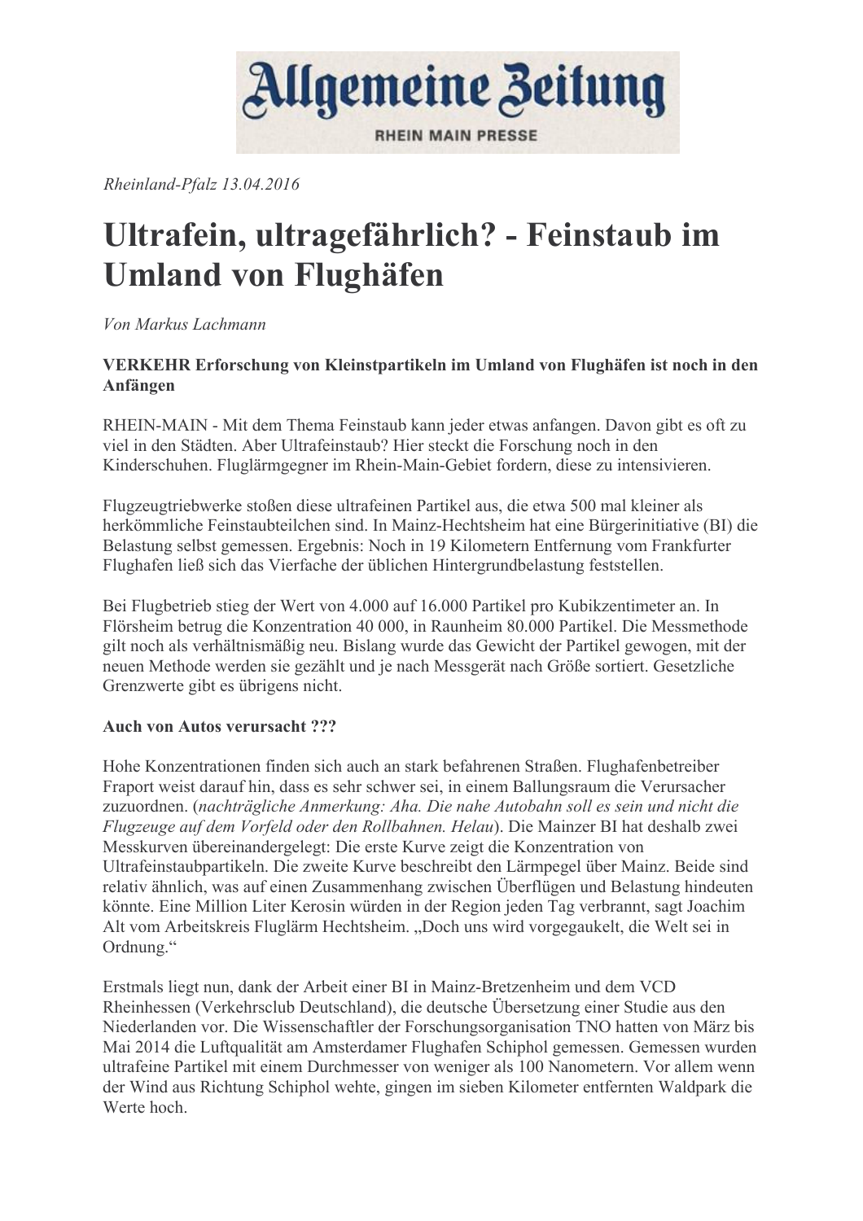# Allgemeine Zeitung

RHEIN MAIN PRESSE

*Rheinland-Pfalz 13.04.2016*

# Ultrafein, ultragefährlich? - Feinstaub im Umland von Flughäfen

*Von Markus Lachmann*

**VERKEHR Erforschung von Kleinstpartikeln im Umland von Flughäfen ist noch in den Anfängen**

RHEIN-MAIN - Mit dem Thema Feinstaub kann jeder etwas anfangen. Davon gibt es oft zu viel in den Städten. Aber Ultrafeinstaub? Hier steckt die Forschung noch in den Kinderschuhen. Fluglärmgegner im Rhein-Main-Gebiet fordern, diese zu intensivieren.

Flugzeugtriebwerke stoßen diese ultrafeinen Partikel aus, die etwa 500 mal kleiner als herkömmliche Feinstaubteilchen sind. In Mainz-Hechtsheim hat eine Bürgerinitiative (BI) die Belastung selbst gemessen. Ergebnis: Noch in 19 Kilometern Entfernung vom Frankfurter Flughafen ließ sich das Vierfache der üblichen Hintergrundbelastung feststellen.

Bei Flugbetrieb stieg der Wert von 4.000 auf 16.000 Partikel pro Kubikzentimeter an. In Flörsheim betrug die Konzentration 40 000, in Raunheim 80.000 Partikel. Die Messmethode gilt noch als verhältnismäßig neu. Bislang wurde das Gewicht der Partikel gewogen, mit der neuen Methode werden sie gezählt und je nach Messgerät nach Größe sortiert. Gesetzliche Grenzwerte gibt es übrigens nicht.

**Auch von Autos verursacht ???**

Hohe Konzentrationen finden sich auch an stark befahrenen Straßen. Flughafenbetreiber Fraport weist darauf hin, dass es sehr schwer sei, in einem Ballungsraum die Verursacher zuzuordnen. (*nachträgliche Anmerkung: Aha. Die nahe Autobahn soll es sein und nicht die Flugzeuge auf dem Vorfeld oder den Rollbahnen. Helau*). Die Mainzer BI hat deshalb zwei Messkurven übereinandergelegt: Die erste Kurve zeigt die Konzentration von Ultrafeinstaubpartikeln. Die zweite Kurve beschreibt den Lärmpegel über Mainz. Beide sind relativ ähnlich, was auf einen Zusammenhang zwischen Überflügen und Belastung hindeuten könnte. Eine Million Liter Kerosin würden in der Region jeden Tag verbrannt, sagt Joachim Alt vom Arbeitskreis Fluglärm Hechtsheim. „Doch uns wird vorgegaukelt, die Welt sei in Ordnung."

Erstmals liegt nun, dank der Arbeit einer BI in Mainz-Bretzenheim und dem VCD Rheinhessen (Verkehrsclub Deutschland), die deutsche Übersetzung einer Studie aus den Niederlanden vor. Die Wissenschaftler der Forschungsorganisation TNO hatten von März bis Mai 2014 die Luftqualität am Amsterdamer Flughafen Schiphol gemessen. Gemessen wurden ultrafeine Partikel mit einem Durchmesser von weniger als 100 Nanometern. Vor allem wenn der Wind aus Richtung Schiphol wehte, gingen im sieben Kilometer entfernten Waldpark die Werte hoch.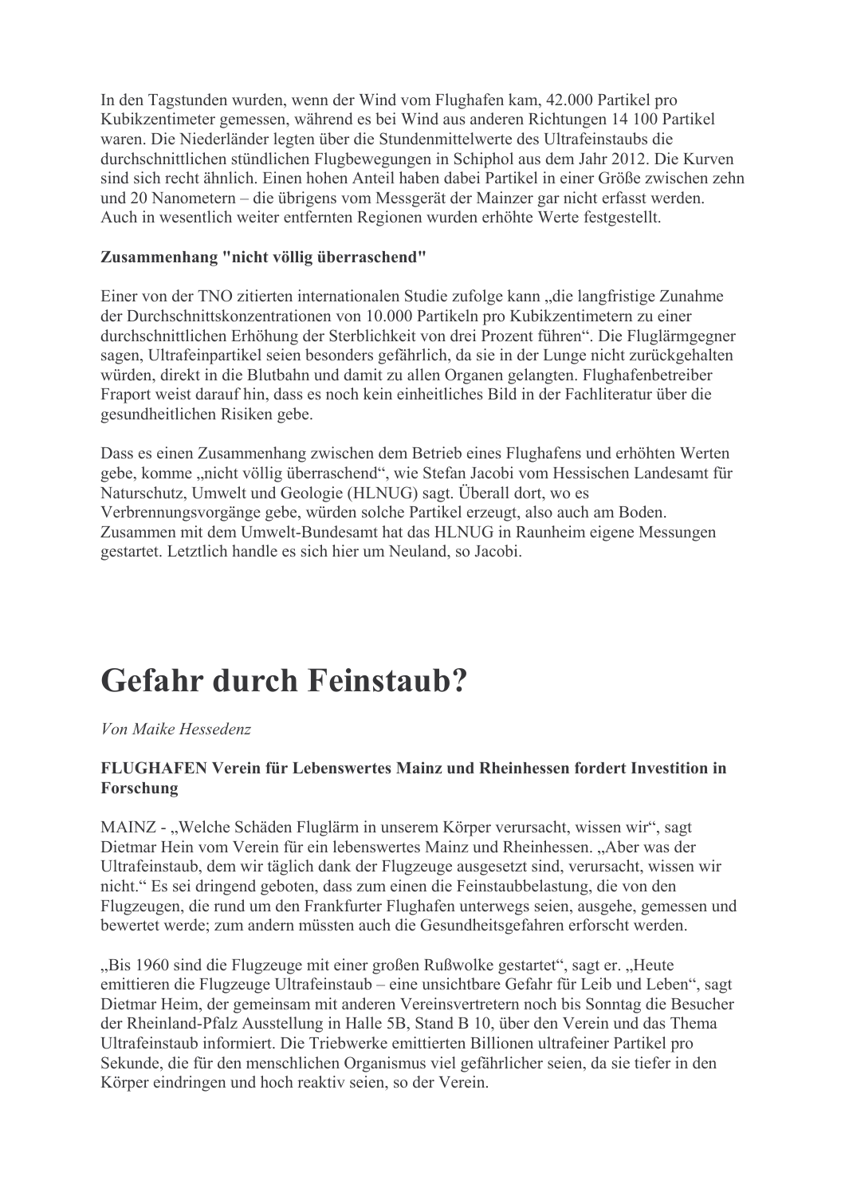In den Tagstunden wurden, wenn der Wind vom Flughafen kam, 42.000 Partikel pro Kubikzentimeter gemessen, während es bei Wind aus anderen Richtungen 14 100 Partikel waren. Die Niederländer legten über die Stundenmittelwerte des Ultrafeinstaubs die durchschnittlichen stündlichen Flugbewegungen in Schiphol aus dem Jahr 2012. Die Kurven sind sich recht ähnlich. Einen hohen Anteil haben dabei Partikel in einer Größe zwischen zehn und 20 Nanometern – die übrigens vom Messgerät der Mainzer gar nicht erfasst werden. Auch in wesentlich weiter entfernten Regionen wurden erhöhte Werte festgestellt.

**Zusammenhang "nicht völlig überraschend"**

Einer von der TNO zitierten internationalen Studie zufolge kann „die langfristige Zunahme der Durchschnittskonzentrationen von 10.000 Partikeln pro Kubikzentimetern zu einer durchschnittlichen Erhöhung der Sterblichkeit von drei Prozent führen". Die Fluglärmgegner sagen, Ultrafeinpartikel seien besonders gefährlich, da sie in der Lunge nicht zurückgehalten würden, direkt in die Blutbahn und damit zu allen Organen gelangten. Flughafenbetreiber Fraport weist darauf hin, dass es noch kein einheitliches Bild in der Fachliteratur über die gesundheitlichen Risiken gebe.

Dass es einen Zusammenhang zwischen dem Betrieb eines Flughafens und erhöhten Werten gebe, komme „nicht völlig überraschend", wie Stefan Jacobi vom Hessischen Landesamt für Naturschutz, Umwelt und Geologie (HLNUG) sagt. Überall dort, wo es Verbrennungsvorgänge gebe, würden solche Partikel erzeugt, also auch am Boden. Zusammen mit dem Umwelt-Bundesamt hat das HLNUG in Raunheim eigene Messungen gestartet. Letztlich handle es sich hier um Neuland, so Jacobi.

# Gefahr durch Feinstaub?

*Von Maike Hessedenz*

**FLUGHAFEN Verein für Lebenswertes Mainz und Rheinhessen fordert Investition in Forschung**

MAINZ - „Welche Schäden Fluglärm in unserem Körper verursacht, wissen wir", sagt Dietmar Hein vom Verein für ein lebenswertes Mainz und Rheinhessen. „Aber was der Ultrafeinstaub, dem wir täglich dank der Flugzeuge ausgesetzt sind, verursacht, wissen wir nicht." Es sei dringend geboten, dass zum einen die Feinstaubbelastung, die von den Flugzeugen, die rund um den Frankfurter Flughafen unterwegs seien, ausgehe, gemessen und bewertet werde; zum andern müssten auch die Gesundheitsgefahren erforscht werden.

„Bis 1960 sind die Flugzeuge mit einer großen Rußwolke gestartet", sagt er. „Heute emittieren die Flugzeuge Ultrafeinstaub – eine unsichtbare Gefahr für Leib und Leben", sagt Dietmar Heim, der gemeinsam mit anderen Vereinsvertretern noch bis Sonntag die Besucher der Rheinland-Pfalz Ausstellung in Halle 5B, Stand B 10, über den Verein und das Thema Ultrafeinstaub informiert. Die Triebwerke emittierten Billionen ultrafeiner Partikel pro Sekunde, die für den menschlichen Organismus viel gefährlicher seien, da sie tiefer in den Körper eindringen und hoch reaktiv seien, so der Verein.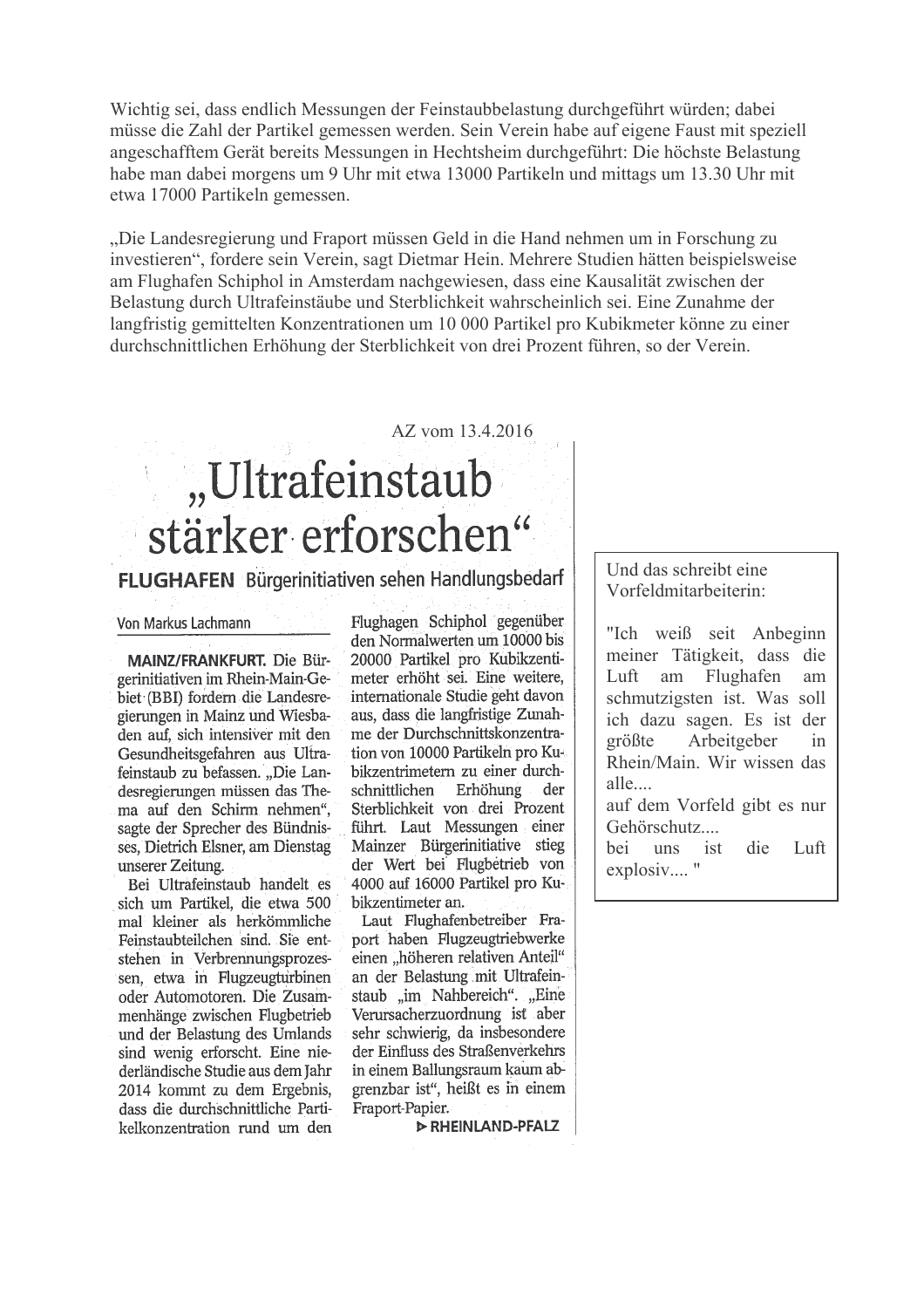Wichtig sei, dass endlich Messungen der Feinstaubbelastung durchgeführt würden; dabei müsse die Zahl der Partikel gemessen werden. Sein Verein habe auf eigene Faust mit speziell angeschafftem Gerät bereits Messungen in Hechtsheim durchgeführt: Die höchste Belastung habe man dabei morgens um 9 Uhr mit etwa 13000 Partikeln und mittags um 13.30 Uhr mit etwa 17000 Partikeln gemessen.

„Die Landesregierung und Fraport müssen Geld in die Hand nehmen um in Forschung zu investieren", fordere sein Verein, sagt Dietmar Hein. Mehrere Studien hätten beispielsweise am Flughafen Schiphol in Amsterdam nachgewiesen, dass eine Kausalität zwischen der Belastung durch Ultrafeinstäube und Sterblichkeit wahrscheinlich sei. Eine Zunahme der langfristig gemittelten Konzentrationen um 10 000 Partikel pro Kubikmeter könne zu einer durchschnittlichen Erhöhung der Sterblichkeit von drei Prozent führen, so der Verein.

AZ vom 13.4.2016

# „Ultrafeinstaub stärker erforschen"

**FLUGHAFEN** Bürgerinitiativen sehen Handlungsbedarf

Von Markus Lachmann

**MAINZ/FRANKFURT.** Die Bürgerinitiativen im Rhein-Main-Gebiet (BBI) fordern die Landesregierungen in Mainz und Wiesbaden auf, sich intensiver mit den Gesundheitsgefahren aus Ultrafeinstaub zu befassen. „Die Landesregierungen müssen das Thema auf den Schirm nehmen", sagte der Sprecher des Bündnisses, Dietrich Elsner, am Dienstag unserer Zeitung.

Bei Ultrafeinstaub handelt es sich um Partikel, die etwa 500 mal kleiner als herkömmliche Feinstaubteilchen sind. Sie entstehen in Verbrennungsprozessen, etwa in Flugzeugturbinen oder Automotoren. Die Zusammenhänge zwischen Flugbetrieb und der Belastung des Umlands sind wenig erforscht. Eine niederländische Studie aus dem Jahr 2014 kommt zu dem Ergebnis, dass die durchschnittliche Partikelkonzentration rund um den Flughagen Schiphol gegenüber den Normalwerten um 10000 bis 20000 Partikel pro Kubikzentimeter erhöht sei. Eine weitere, internationale Studie geht davon aus, dass die langfristige Zunahme der Durchschnittskonzentration von 10000 Partikeln pro Kubikzentrimetern zu einer durchschnittlichen Erhöhung der Sterblichkeit von drei Prozent führt. Laut Messungen einer Mainzer Bürgerinitiative stieg der Wert bei Flugbetrieb von 4000 auf 16000 Partikel pro Kubikzentimeter an.

Laut Flughafenbetreiber Fraport haben Flugzeugtriebwerke einen „höheren relativen Anteil" an der Belastung mit Ultrafeinstaub „im Nahbereich". „Eine Verursacherzuordnung ist aber sehr schwierig, da insbesondere der Einfluss des Straßenverkehrs in einem Ballungsraum kaum abgrenzbar ist", heißt es in einem Fraport-Papier.

▶ RHEINLAND-PFALZ

Und das schreibt eine Vorfeldmitarbeiterin:

"Ich weiß seit Anbeginn meiner Tätigkeit, dass die Luft am Flughafen am schmutzigsten ist. Was soll ich dazu sagen. Es ist der größte Arbeitgeber in Rhein/Main. Wir wissen das alle....
auf dem Vorfeld gibt es nur Gehörschutz....
bei uns ist die Luft explosiv.... "